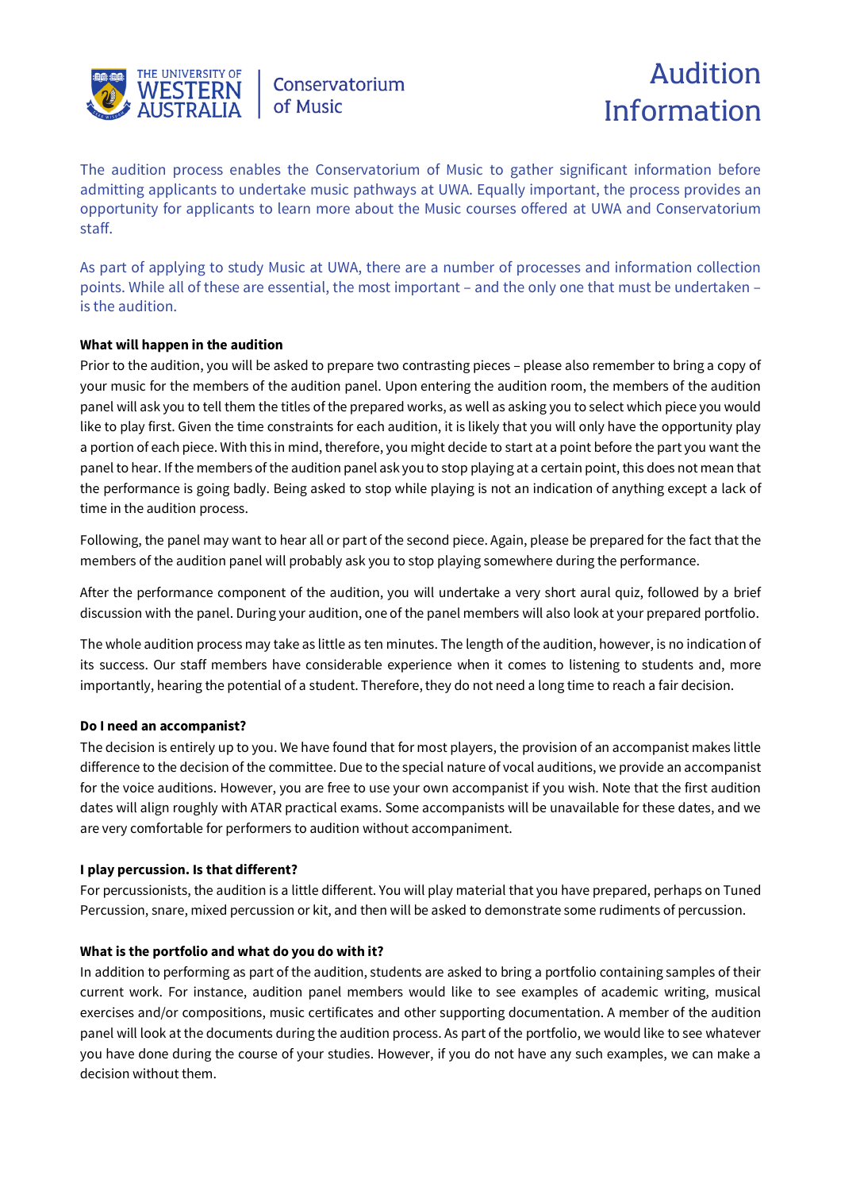The University of Western Australia | Conservatorium of Music

# Audition Information

The audition process enables the Conservatorium of Music to gather significant information before admitting applicants to undertake music pathways at UWA. Equally important, the process provides an opportunity for applicants to learn more about the Music courses offered at UWA and Conservatorium staff.

As part of applying to study Music at UWA, there are a number of processes and information collection points. While all of these are essential, the most important – and the only one that must be undertaken – is the audition.

**What will happen in the audition**

Prior to the audition, you will be asked to prepare two contrasting pieces – please also remember to bring a copy of your music for the members of the audition panel. Upon entering the audition room, the members of the audition panel will ask you to tell them the titles of the prepared works, as well as asking you to select which piece you would like to play first. Given the time constraints for each audition, it is likely that you will only have the opportunity play a portion of each piece. With this in mind, therefore, you might decide to start at a point before the part you want the panel to hear. If the members of the audition panel ask you to stop playing at a certain point, this does not mean that the performance is going badly. Being asked to stop while playing is not an indication of anything except a lack of time in the audition process.

Following, the panel may want to hear all or part of the second piece. Again, please be prepared for the fact that the members of the audition panel will probably ask you to stop playing somewhere during the performance.

After the performance component of the audition, you will undertake a very short aural quiz, followed by a brief discussion with the panel. During your audition, one of the panel members will also look at your prepared portfolio.

The whole audition process may take as little as ten minutes. The length of the audition, however, is no indication of its success. Our staff members have considerable experience when it comes to listening to students and, more importantly, hearing the potential of a student. Therefore, they do not need a long time to reach a fair decision.

**Do I need an accompanist?**

The decision is entirely up to you. We have found that for most players, the provision of an accompanist makes little difference to the decision of the committee. Due to the special nature of vocal auditions, we provide an accompanist for the voice auditions. However, you are free to use your own accompanist if you wish. Note that the first audition dates will align roughly with ATAR practical exams. Some accompanists will be unavailable for these dates, and we are very comfortable for performers to audition without accompaniment.

**I play percussion. Is that different?**

For percussionists, the audition is a little different. You will play material that you have prepared, perhaps on Tuned Percussion, snare, mixed percussion or kit, and then will be asked to demonstrate some rudiments of percussion.

**What is the portfolio and what do you do with it?**

In addition to performing as part of the audition, students are asked to bring a portfolio containing samples of their current work. For instance, audition panel members would like to see examples of academic writing, musical exercises and/or compositions, music certificates and other supporting documentation. A member of the audition panel will look at the documents during the audition process. As part of the portfolio, we would like to see whatever you have done during the course of your studies. However, if you do not have any such examples, we can make a decision without them.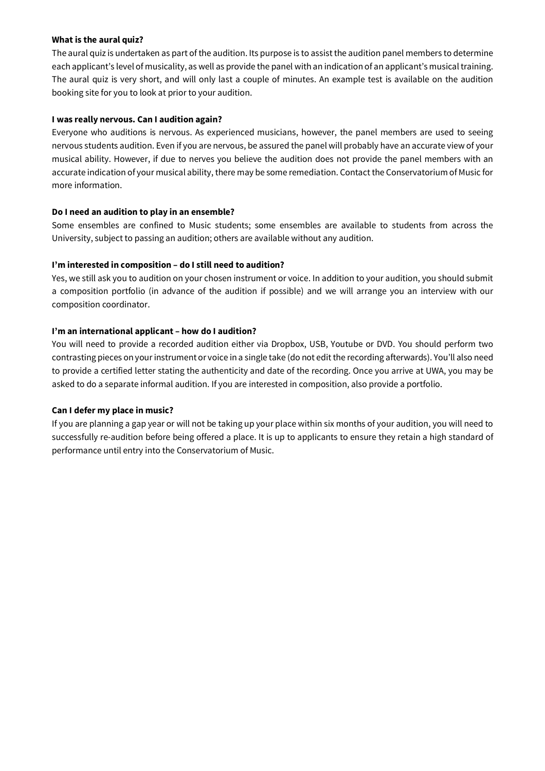**What is the aural quiz?**

The aural quiz is undertaken as part of the audition. Its purpose is to assist the audition panel members to determine each applicant's level of musicality, as well as provide the panel with an indication of an applicant's musical training. The aural quiz is very short, and will only last a couple of minutes. An example test is available on the audition booking site for you to look at prior to your audition.

**I was really nervous. Can I audition again?**

Everyone who auditions is nervous. As experienced musicians, however, the panel members are used to seeing nervous students audition. Even if you are nervous, be assured the panel will probably have an accurate view of your musical ability. However, if due to nerves you believe the audition does not provide the panel members with an accurate indication of your musical ability, there may be some remediation. Contact the Conservatorium of Music for more information.

**Do I need an audition to play in an ensemble?**

Some ensembles are confined to Music students; some ensembles are available to students from across the University, subject to passing an audition; others are available without any audition.

**I'm interested in composition – do I still need to audition?**

Yes, we still ask you to audition on your chosen instrument or voice. In addition to your audition, you should submit a composition portfolio (in advance of the audition if possible) and we will arrange you an interview with our composition coordinator.

**I'm an international applicant – how do I audition?**

You will need to provide a recorded audition either via Dropbox, USB, Youtube or DVD. You should perform two contrasting pieces on your instrument or voice in a single take (do not edit the recording afterwards). You'll also need to provide a certified letter stating the authenticity and date of the recording. Once you arrive at UWA, you may be asked to do a separate informal audition. If you are interested in composition, also provide a portfolio.

**Can I defer my place in music?**

If you are planning a gap year or will not be taking up your place within six months of your audition, you will need to successfully re-audition before being offered a place. It is up to applicants to ensure they retain a high standard of performance until entry into the Conservatorium of Music.